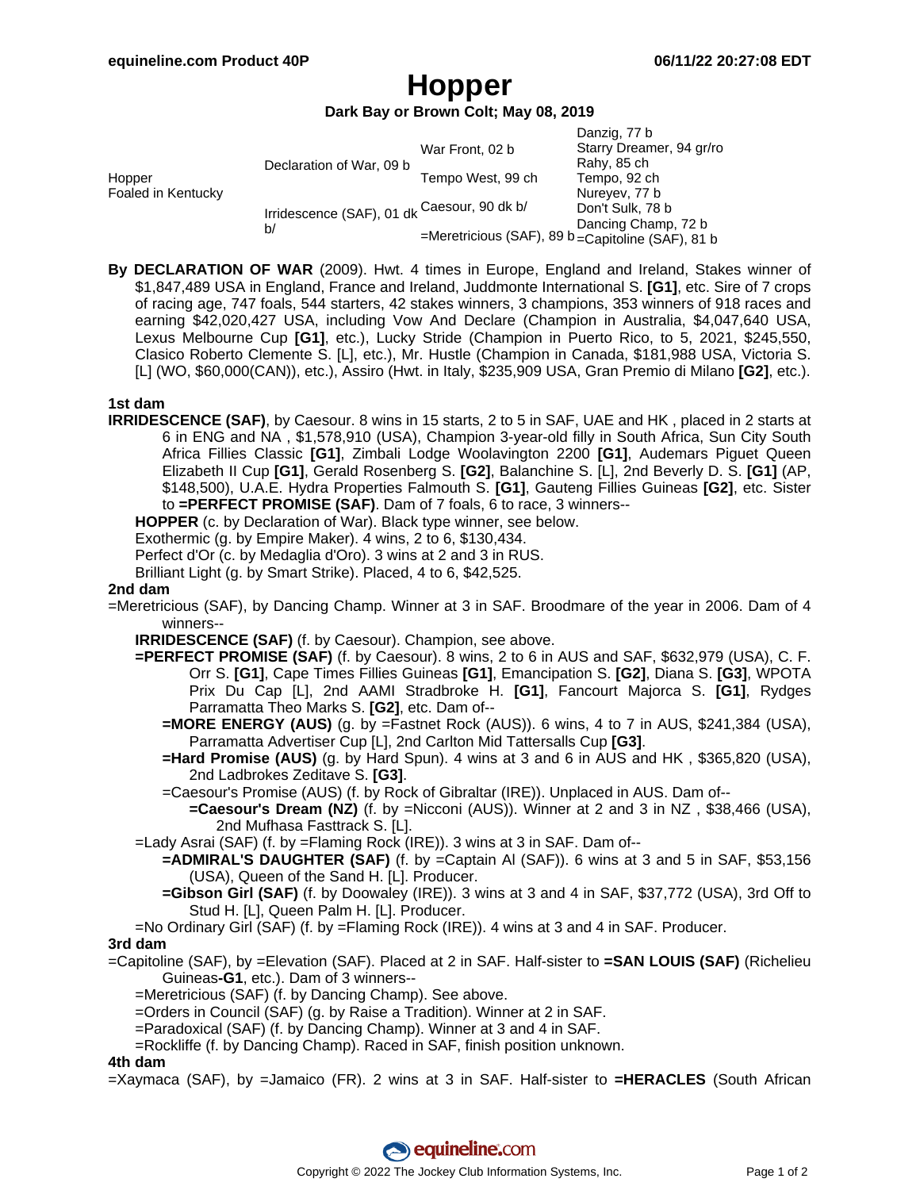# Hopper

**Dark Bay or Brown Colt; May 08, 2019**

| | | | |
|---|---|---|---|
| Hopper<br>Foaled in Kentucky | Declaration of War, 09 b | War Front, 02 b | Danzig, 77 b |
| | | | Starry Dreamer, 94 gr/ro |
| | | Tempo West, 99 ch | Rahy, 85 ch |
| | | | Tempo, 92 ch |
| | Irridescence (SAF), 01 dk b/ | Caesour, 90 dk b/ | Nureyev, 77 b |
| | | | Don't Sulk, 78 b |
| | | =Meretricious (SAF), 89 b | Dancing Champ, 72 b |
| | | | =Capitoline (SAF), 81 b |

By **DECLARATION OF WAR** (2009). Hwt. 4 times in Europe, England and Ireland, Stakes winner of $1,847,489 USA in England, France and Ireland, Juddmonte International S. **[G1]**, etc. Sire of 7 crops of racing age, 747 foals, 544 starters, 42 stakes winners, 3 champions, 353 winners of 918 races and earning $42,020,427 USA, including Vow And Declare (Champion in Australia, $4,047,640 USA, Lexus Melbourne Cup **[G1]**, etc.), Lucky Stride (Champion in Puerto Rico, to 5, 2021, $245,550, Clasico Roberto Clemente S. [L], etc.), Mr. Hustle (Champion in Canada, $181,988 USA, Victoria S. [L] (WO, $60,000(CAN)), etc.), Assiro (Hwt. in Italy, $235,909 USA, Gran Premio di Milano **[G2]**, etc.).

### 1st dam

**IRRIDESCENCE (SAF)**, by Caesour. 8 wins in 15 starts, 2 to 5 in SAF, UAE and HK , placed in 2 starts at 6 in ENG and NA , $1,578,910 (USA), Champion 3-year-old filly in South Africa, Sun City South Africa Fillies Classic **[G1]**, Zimbali Lodge Woolavington 2200 **[G1]**, Audemars Piguet Queen Elizabeth II Cup **[G1]**, Gerald Rosenberg S. **[G2]**, Balanchine S. [L], 2nd Beverly D. S. **[G1]** (AP, $148,500), U.A.E. Hydra Properties Falmouth S. **[G1]**, Gauteng Fillies Guineas **[G2]**, etc. Sister to **=PERFECT PROMISE (SAF)**. Dam of 7 foals, 6 to race, 3 winners--

- **HOPPER** (c. by Declaration of War). Black type winner, see below.
- Exothermic (g. by Empire Maker). 4 wins, 2 to 6, $130,434.
- Perfect d'Or (c. by Medaglia d'Oro). 3 wins at 2 and 3 in RUS.
- Brilliant Light (g. by Smart Strike). Placed, 4 to 6, $42,525.

### 2nd dam

=Meretricious (SAF), by Dancing Champ. Winner at 3 in SAF. Broodmare of the year in 2006. Dam of 4 winners--

- **IRRIDESCENCE (SAF)** (f. by Caesour). Champion, see above.
- **=PERFECT PROMISE (SAF)** (f. by Caesour). 8 wins, 2 to 6 in AUS and SAF, $632,979 (USA), C. F. Orr S. **[G1]**, Cape Times Fillies Guineas **[G1]**, Emancipation S. **[G2]**, Diana S. **[G3]**, WPOTA Prix Du Cap [L], 2nd AAMI Stradbroke H. **[G1]**, Fancourt Majorca S. **[G1]**, Rydges Parramatta Theo Marks S. **[G2]**, etc. Dam of--
  - **=MORE ENERGY (AUS)** (g. by =Fastnet Rock (AUS)). 6 wins, 4 to 7 in AUS, $241,384 (USA), Parramatta Advertiser Cup [L], 2nd Carlton Mid Tattersalls Cup **[G3]**.
  - **=Hard Promise (AUS)** (g. by Hard Spun). 4 wins at 3 and 6 in AUS and HK , $365,820 (USA), 2nd Ladbrokes Zeditave S. **[G3]**.
  - =Caesour's Promise (AUS) (f. by Rock of Gibraltar (IRE)). Unplaced in AUS. Dam of--
    - **=Caesour's Dream (NZ)** (f. by =Nicconi (AUS)). Winner at 2 and 3 in NZ , $38,466 (USA), 2nd Mufhasa Fasttrack S. [L].
- =Lady Asrai (SAF) (f. by =Flaming Rock (IRE)). 3 wins at 3 in SAF. Dam of--
  - **=ADMIRAL'S DAUGHTER (SAF)** (f. by =Captain Al (SAF)). 6 wins at 3 and 5 in SAF, $53,156 (USA), Queen of the Sand H. [L]. Producer.
  - **=Gibson Girl (SAF)** (f. by Doowaley (IRE)). 3 wins at 3 and 4 in SAF, $37,772 (USA), 3rd Off to Stud H. [L], Queen Palm H. [L]. Producer.
- =No Ordinary Girl (SAF) (f. by =Flaming Rock (IRE)). 4 wins at 3 and 4 in SAF. Producer.

### 3rd dam

=Capitoline (SAF), by =Elevation (SAF). Placed at 2 in SAF. Half-sister to **=SAN LOUIS (SAF)** (Richelieu Guineas-**G1**, etc.). Dam of 3 winners--

- =Meretricious (SAF) (f. by Dancing Champ). See above.
- =Orders in Council (SAF) (g. by Raise a Tradition). Winner at 2 in SAF.
- =Paradoxical (SAF) (f. by Dancing Champ). Winner at 3 and 4 in SAF.
- =Rockliffe (f. by Dancing Champ). Raced in SAF, finish position unknown.

### 4th dam

=Xaymaca (SAF), by =Jamaico (FR). 2 wins at 3 in SAF. Half-sister to **=HERACLES** (South African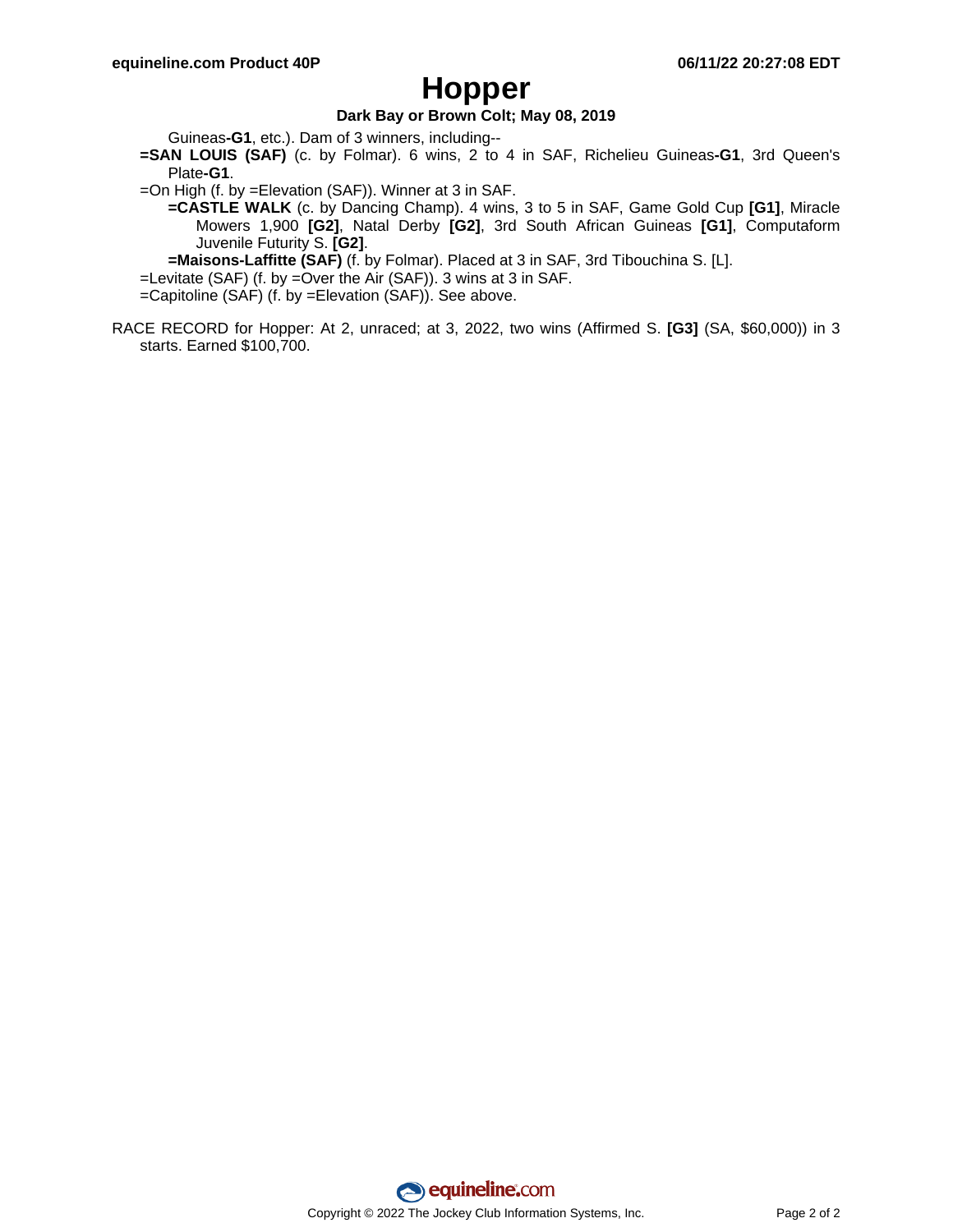# Hopper

**Dark Bay or Brown Colt; May 08, 2019**

Guineas-**G1**, etc.). Dam of 3 winners, including--

**=SAN LOUIS (SAF)** (c. by Folmar). 6 wins, 2 to 4 in SAF, Richelieu Guineas-**G1**, 3rd Queen's Plate-**G1**.

=On High (f. by =Elevation (SAF)). Winner at 3 in SAF.

**=CASTLE WALK** (c. by Dancing Champ). 4 wins, 3 to 5 in SAF, Game Gold Cup **[G1]**, Miracle Mowers 1,900 **[G2]**, Natal Derby **[G2]**, 3rd South African Guineas **[G1]**, Computaform Juvenile Futurity S. **[G2]**.

**=Maisons-Laffitte (SAF)** (f. by Folmar). Placed at 3 in SAF, 3rd Tibouchina S. [L].

=Levitate (SAF) (f. by =Over the Air (SAF)). 3 wins at 3 in SAF.

=Capitoline (SAF) (f. by =Elevation (SAF)). See above.

RACE RECORD for Hopper: At 2, unraced; at 3, 2022, two wins (Affirmed S. **[G3]** (SA, $60,000)) in 3 starts. Earned $100,700.